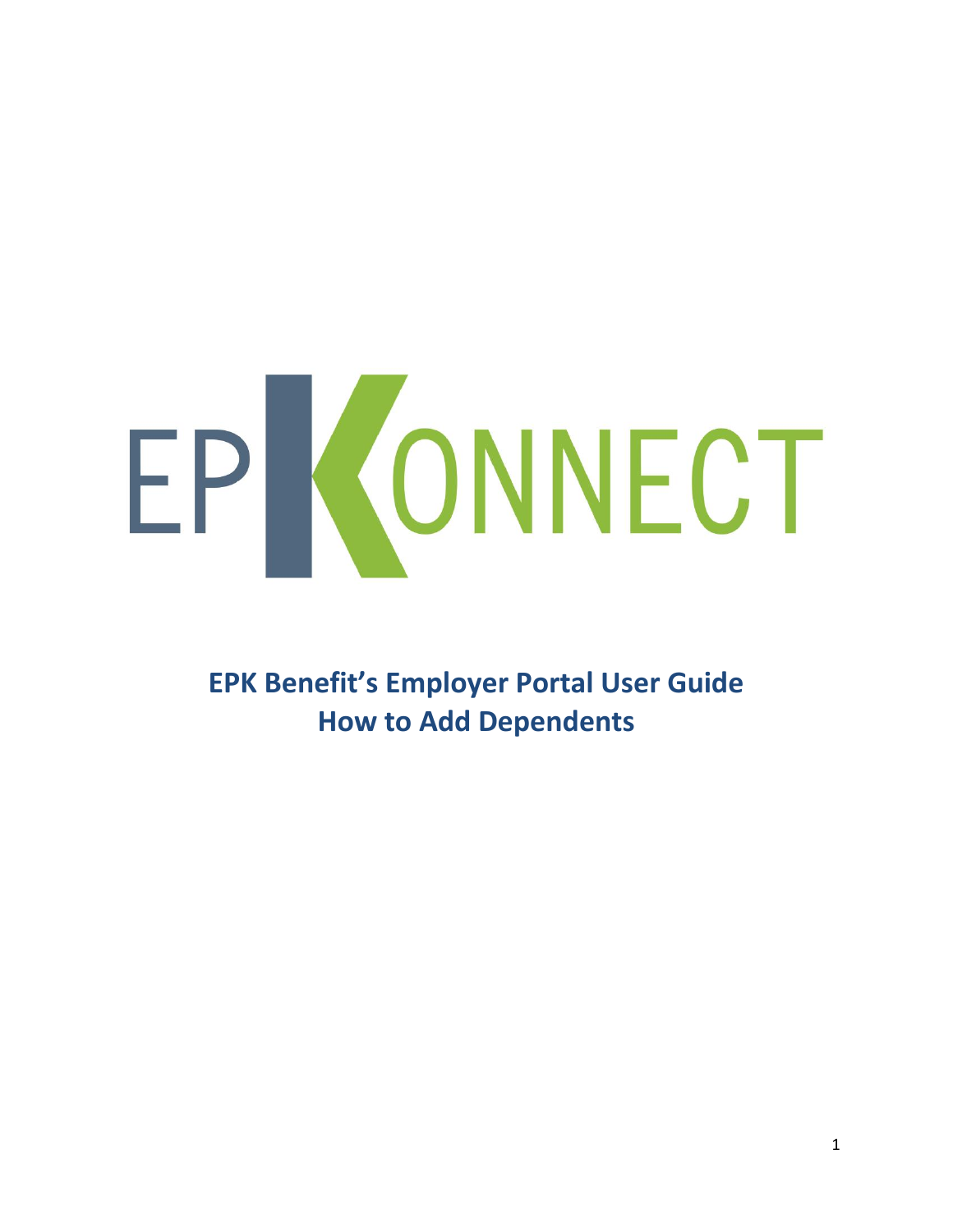# EPKONNECT

## EPK Benefit's Employer Portal User Guide
## How to Add Dependents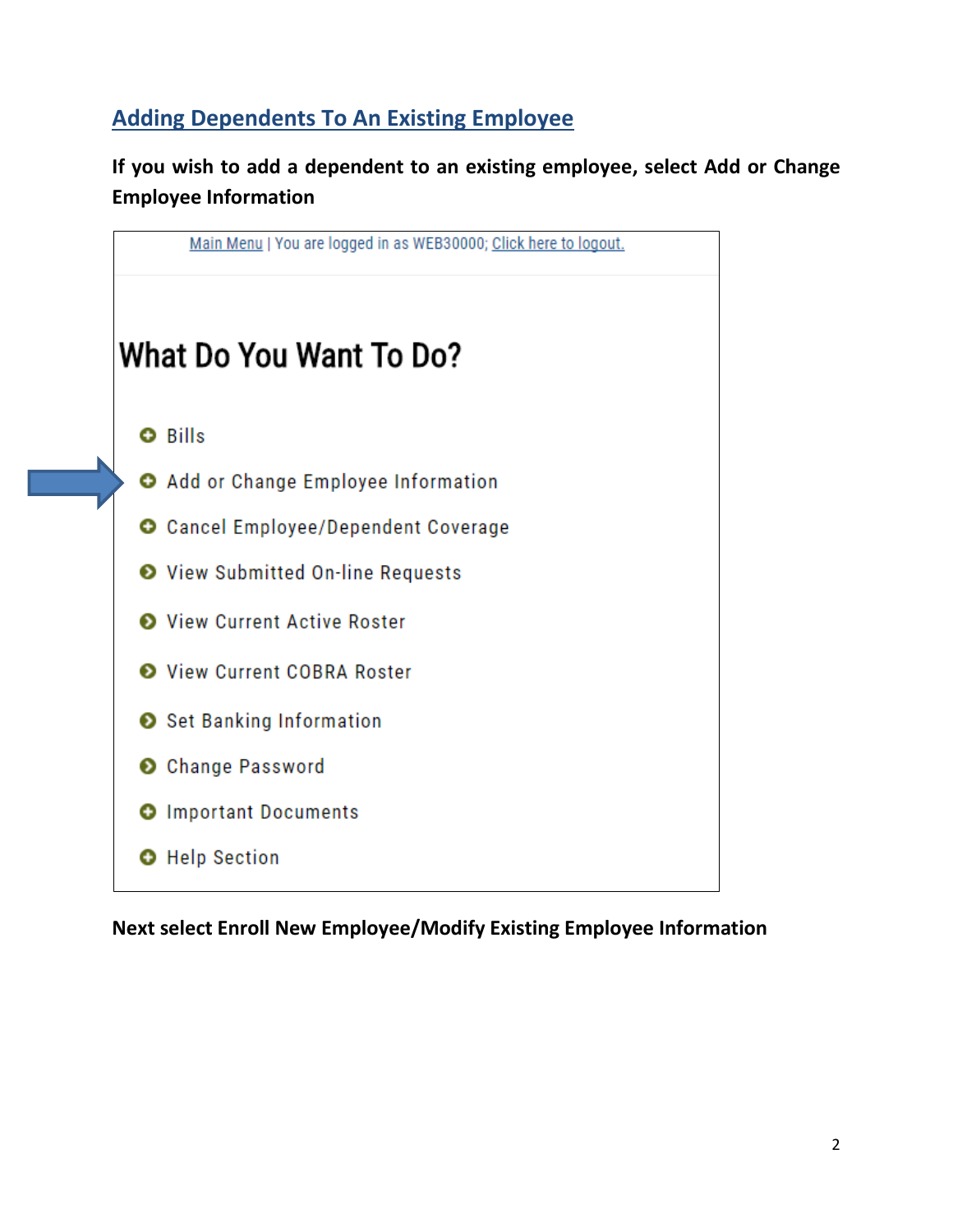## Adding Dependents To An Existing Employee

**If you wish to add a dependent to an existing employee, select Add or Change Employee Information**

Main Menu | You are logged in as WEB30000; Click here to logout.

# What Do You Want To Do?

- Bills
- Add or Change Employee Information
- Cancel Employee/Dependent Coverage
- View Submitted On-line Requests
- View Current Active Roster
- View Current COBRA Roster
- Set Banking Information
- Change Password
- Important Documents
- Help Section

**Next select Enroll New Employee/Modify Existing Employee Information**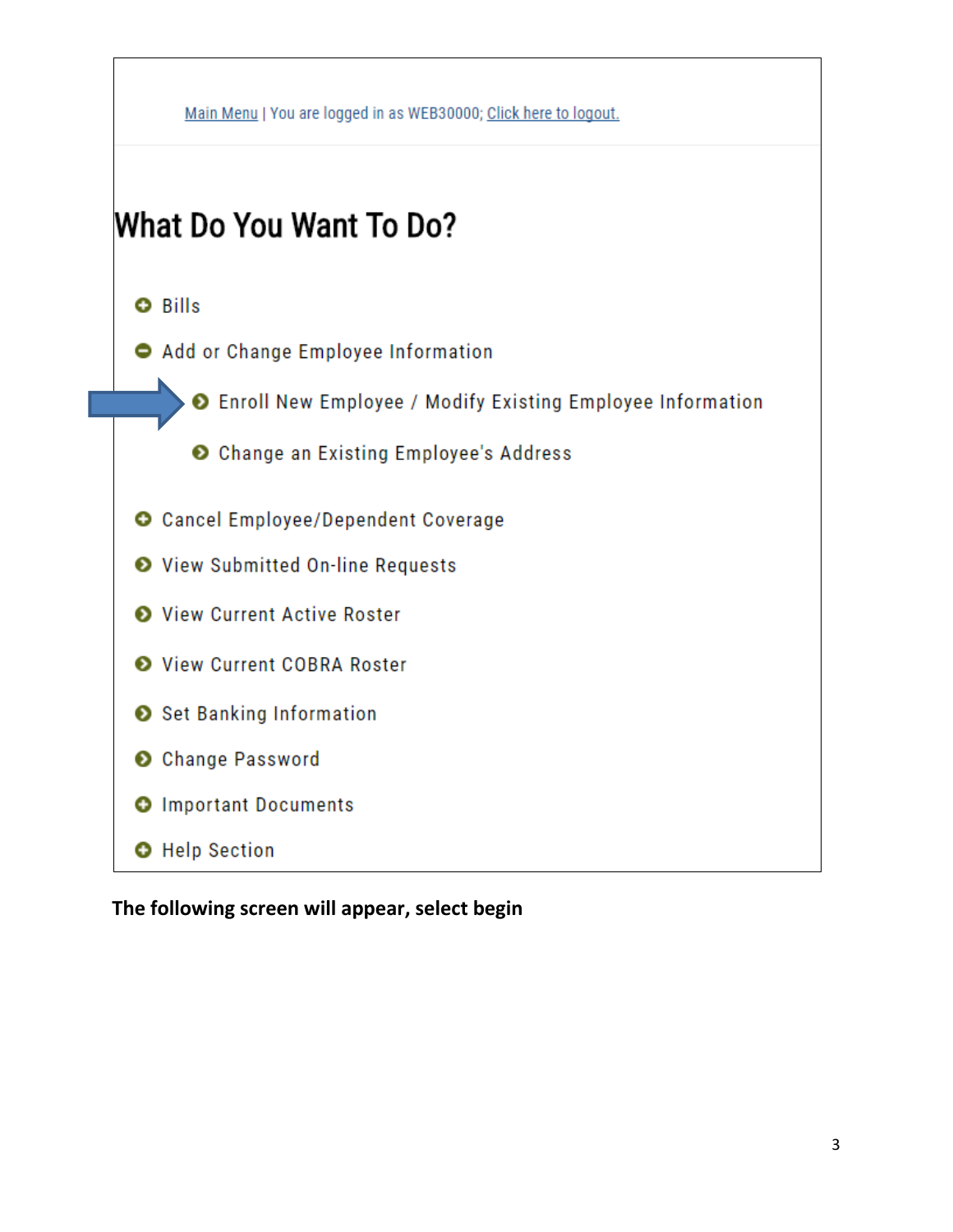Main Menu | You are logged in as WEB30000; Click here to logout.

# What Do You Want To Do?

- Bills
- Add or Change Employee Information
  - Enroll New Employee / Modify Existing Employee Information
  - Change an Existing Employee's Address
- Cancel Employee/Dependent Coverage
- View Submitted On-line Requests
- View Current Active Roster
- View Current COBRA Roster
- Set Banking Information
- Change Password
- Important Documents
- Help Section

**The following screen will appear, select begin**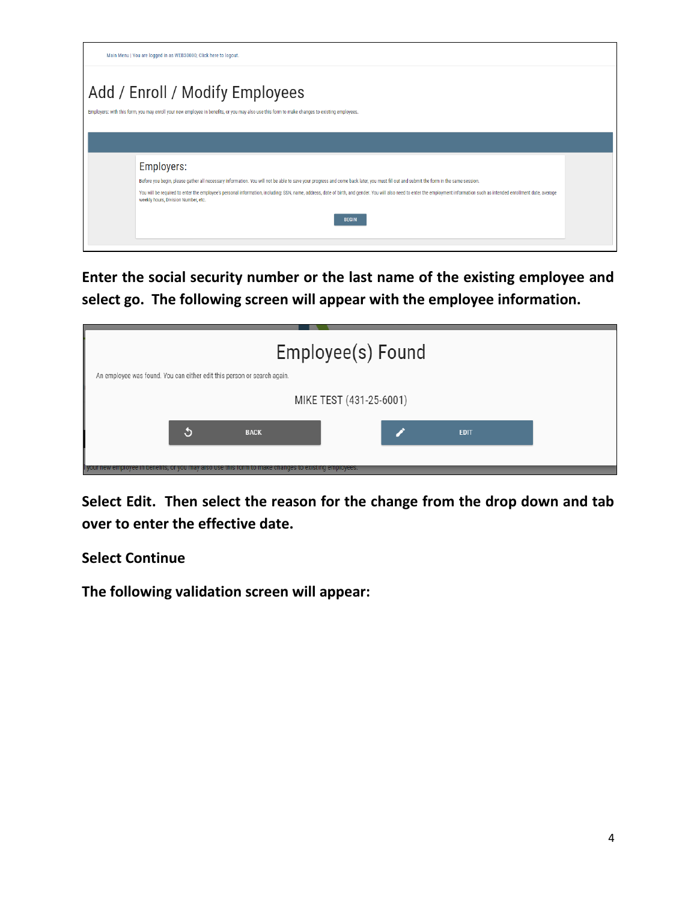Main Menu | You are logged in as WEB30000; Click here to logout.

# Add / Enroll / Modify Employees

Employers: with this form, you may enroll your new employee in benefits, or you may also use this form to make changes to existing employees.

## Employers:

Before you begin, please gather all necessary information. You will not be able to save your progress and come back later, you must fill out and submit the form in the same session.

You will be required to enter the employee's personal information, including: SSN, name, address, date of birth, and gender. You will also need to enter the employment information such as intended enrollment date, average weekly hours, Division Number, etc.

BEGIN

**Enter the social security number or the last name of the existing employee and select go. The following screen will appear with the employee information.**

## Employee(s) Found

An employee was found. You can either edit this person or search again.

MIKE TEST (431-25-6001)

BACK    EDIT

your new employee in benefits, or you may also use this form to make changes to existing employees.

**Select Edit. Then select the reason for the change from the drop down and tab over to enter the effective date.**

**Select Continue**

**The following validation screen will appear:**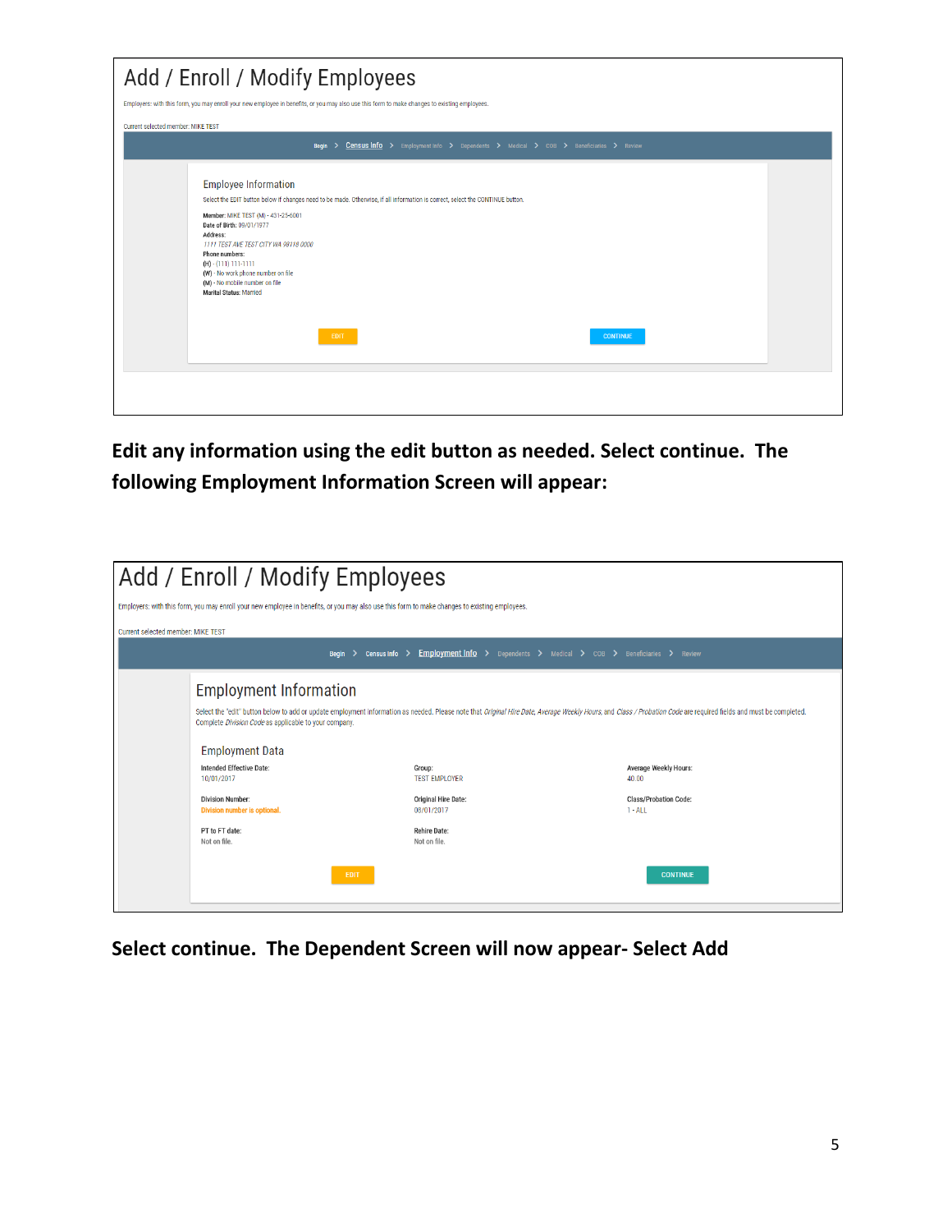## Add / Enroll / Modify Employees

Employers: with this form, you may enroll your new employee in benefits, or you may also use this form to make changes to existing employees.

Current selected member: MIKE TEST

Begin > Census Info > Employment Info > Dependents > Medical > COB > Beneficiaries > Review

### Employee Information

Select the EDIT button below if changes need to be made. Otherwise, if all information is correct, select the CONTINUE button.

**Member:** MIKE TEST (M) - 431-25-6001
**Date of Birth:** 09/01/1977
**Address:**
*1111 TEST AVE TEST CITY WA 98118 0000*
**Phone numbers:**
**(H)** - (111) 111-1111
**(W)** - No work phone number on file
**(M)** - No mobile number on file
**Marital Status:** Married

EDIT CONTINUE

**Edit any information using the edit button as needed. Select continue. The following Employment Information Screen will appear:**

## Add / Enroll / Modify Employees

Employers: with this form, you may enroll your new employee in benefits, or you may also use this form to make changes to existing employees.

Current selected member: MIKE TEST

Begin > Census Info > Employment Info > Dependents > Medical > COB > Beneficiaries > Review

### Employment Information

Select the "edit" button below to add or update employment information as needed. Please note that *Original Hire Date, Average Weekly Hours,* and *Class / Probation Code* are required fields and must be completed. Complete *Division Code* as applicable to your company.

#### Employment Data

| Intended Effective Date: | Group: | Average Weekly Hours: |
|---|---|---|
| 10/01/2017 | TEST EMPLOYER | 40.00 |
| **Division Number:** | **Original Hire Date:** | **Class/Probation Code:** |
| Division number is optional. | 08/01/2017 | 1 - ALL |
| **PT to FT date:** | **Rehire Date:** | |
| Not on file. | Not on file. | |

EDIT CONTINUE

**Select continue. The Dependent Screen will now appear- Select Add**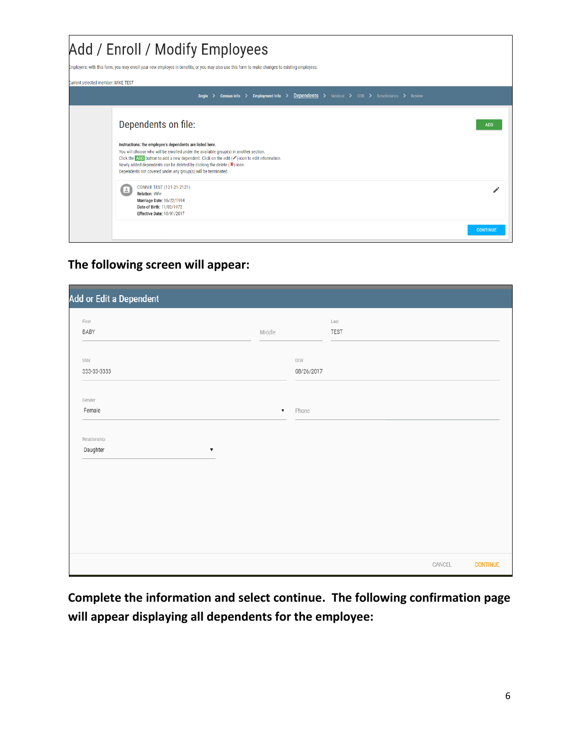# Add / Enroll / Modify Employees

Employers: with this form, you may enroll your new employee in benefits, or you may also use this form to make changes to existing employees.

Current selected member: MIKE TEST

Begin > Census Info > Employment Info > Dependents > Medical > COB > Beneficiaries > Review

## Dependents on file:

ADD

**Instructions: the employee's dependents are listed here.**

You will choose who will be enrolled under the available group(s) in another section.
Click the ADD button to add a new dependent. Click on the edit ( ) icon to edit information.
Newly added dependents can be deleted by clicking the delete ( ) icon.
Dependents not covered under any group(s) will be terminated.

CONNIE TEST (121-21-2121)
**Relation:** Wife
**Marriage Date:** 06/22/1994
**Date of Birth:** 11/02/1972
**Effective Date:** 10/01/2017

CONTINUE

**The following screen will appear:**

## Add or Edit a Dependent

First: BABY
Middle:
Last: TEST

SSN: 333-33-3333
DOB: 08/26/2017

Gender: Female
Phone:

Relationship: Daughter

CANCEL CONTINUE

**Complete the information and select continue. The following confirmation page will appear displaying all dependents for the employee:**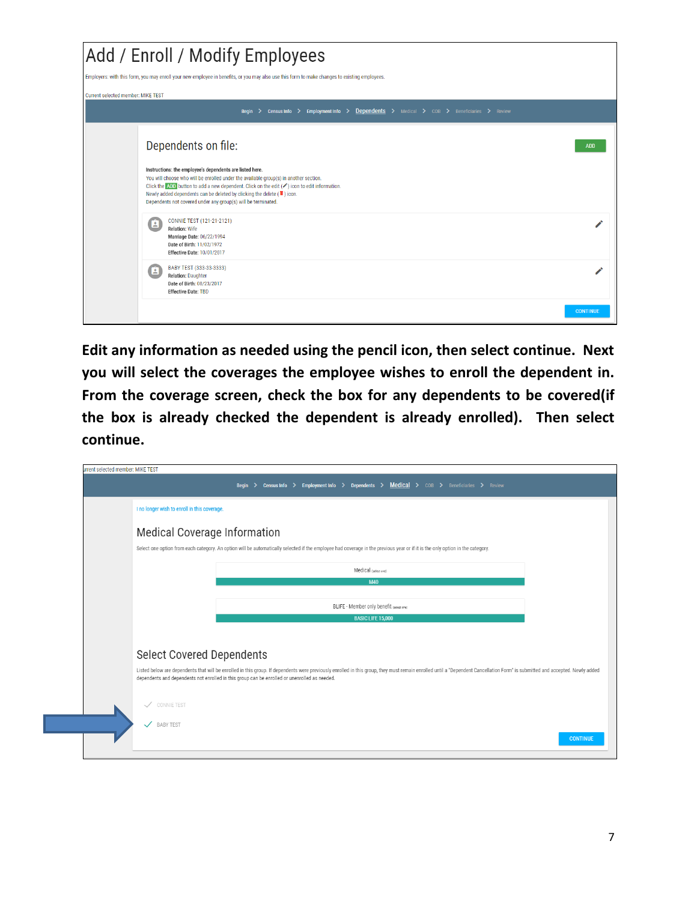# Add / Enroll / Modify Employees

Employers: with this form, you may enroll your new employee in benefits, or you may also use this form to make changes to existing employees.

Current selected member: MIKE TEST

Begin > Census Info > Employment Info > Dependents > Medical > COB > Beneficiaries > Review

## Dependents on file:

ADD

Instructions: the employee's dependents are listed here.
You will choose who will be enrolled under the available group(s) in another section.
Click the ADD button to add a new dependent. Click on the edit (✓) icon to edit information.
Newly added dependents can be deleted by clicking the delete ( ) icon.
Dependents not covered under any group(s) will be terminated.

CONNIE TEST (121-21-2121)
Relation: Wife
Marriage Date: 06/22/1994
Date of Birth: 11/02/1972
Effective Date: 10/01/2017

BABY TEST (333-33-3333)
Relation: Daughter
Date of Birth: 08/23/2017
Effective Date: TBD

CONTINUE

**Edit any information as needed using the pencil icon, then select continue. Next you will select the coverages the employee wishes to enroll the dependent in. From the coverage screen, check the box for any dependents to be covered(if the box is already checked the dependent is already enrolled). Then select continue.**

urrent selected member: MIKE TEST

Begin > Census Info > Employment Info > Dependents > Medical > COB > Beneficiaries > Review

I no longer wish to enroll in this coverage.

## Medical Coverage Information

Select one option from each category. An option will be automatically selected if the employee had coverage in the previous year or if it is the only option in the category.

Medical (select one)
M40

BLIFE - Member only benefit (select one)
BASIC LIFE 15,000

## Select Covered Dependents

Listed below are dependents that will be enrolled in this group. If dependents were previously enrolled in this group, they must remain enrolled until a "Dependent Cancellation Form" is submitted and accepted. Newly added dependents and dependents not enrolled in this group can be enrolled or unenrolled as needed.

✓ CONNIE TEST

✓ BABY TEST

CONTINUE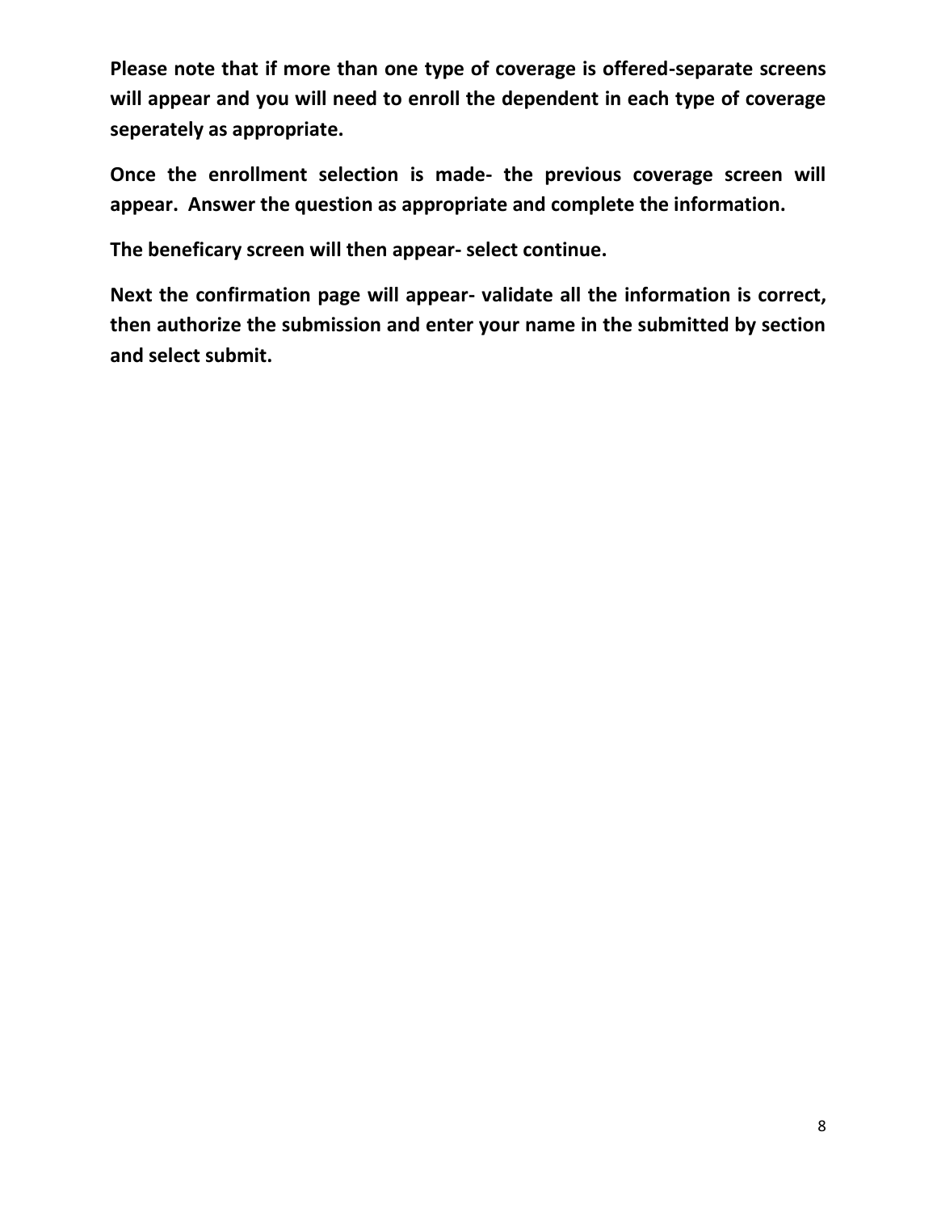**Please note that if more than one type of coverage is offered-separate screens will appear and you will need to enroll the dependent in each type of coverage seperately as appropriate.**

**Once the enrollment selection is made- the previous coverage screen will appear. Answer the question as appropriate and complete the information.**

**The beneficary screen will then appear- select continue.**

**Next the confirmation page will appear- validate all the information is correct, then authorize the submission and enter your name in the submitted by section and select submit.**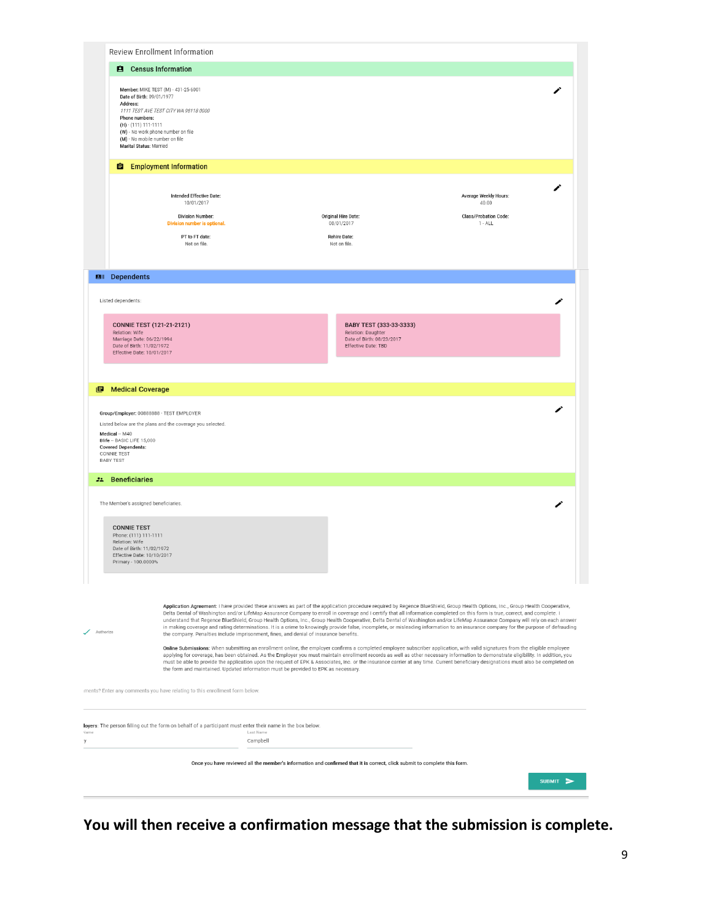Review Enrollment Information

### Census Information

**Member:** MIKE TEST (M) - 431-25-6001
**Date of Birth:** 09/01/1977
**Address:**
*1111 TEST AVE TEST CITY WA 98118 0000*
**Phone numbers:**
**(H)** - (111) 111-1111
**(W)** - No work phone number on file
**(M)** - No mobile number on file
**Marital Status:** Married

### Employment Information

Intended Effective Date: 10/01/2017

Average Weekly Hours: 40.00

Division Number: Division number is optional.

Original Hire Date: 08/01/2017

Class/Probation Code: 1 - ALL

PT to FT date: Not on file.

Rehire Date: Not on file.

### Dependents

Listed dependents:

CONNIE TEST (121-21-2121)
Relation: Wife
Marriage Date: 06/22/1994
Date of Birth: 11/02/1972
Effective Date: 10/01/2017

BABY TEST (333-33-3333)
Relation: Daughter
Date of Birth: 08/23/2017
Effective Date: TBD

### Medical Coverage

**Group/Employer:** 00888888 - TEST EMPLOYER

Listed below are the plans and the coverage you selected.

**Medical** -- M40
**Blife** -- BASIC LIFE 15,000
**Covered Dependents:**
CONNIE TEST
BABY TEST

### Beneficiaries

The Member's assigned beneficiaries.

CONNIE TEST
Phone: (111) 111-1111
Relation: Wife
Date of Birth: 11/02/1972
Effective Date: 10/10/2017
Primary - 100.0000%

✓ Authorize

**Application Agreement:** I have provided these answers as part of the application procedure required by Regence BlueShield, Group Health Options, Inc., Group Health Cooperative, Delta Dental of Washington and/or LifeMap Assurance Company to enroll in coverage and I certify that all information completed on this form is true, correct, and complete. I understand that Regence BlueShield, Group Health Options, Inc., Group Health Cooperative, Delta Dental of Washington and/or LifeMap Assurance Company will rely on each answer in making coverage and rating determinations. It is a crime to knowingly provide false, incomplete, or misleading information to an insurance company for the purpose of defrauding the company. Penalties include imprisonment, fines, and denial of insurance benefits.

**Online Submissions:** When submitting an enrollment online, the employer confirms a completed employee subscriber application, with valid signatures from the eligible employee applying for coverage, has been obtained. As the Employer you must maintain enrollment records as well as other necessary information to demonstrate eligibility. In addition, you must be able to provide the application upon the request of EPK & Associates, Inc. or the insurance carrier at any time. Current beneficiary designations must also be completed on the form and maintained. Updated information must be provided to EPK as necessary.

iments? Enter any comments you have relating to this enrollment form below.

loyers: The person filling out the form on behalf of a participant must enter their name in the box below.

Name: y

Last Name: Campbell

Once you have reviewed all the member's information and confirmed that it is correct, click submit to complete this form.

SUBMIT

**You will then receive a confirmation message that the submission is complete.**